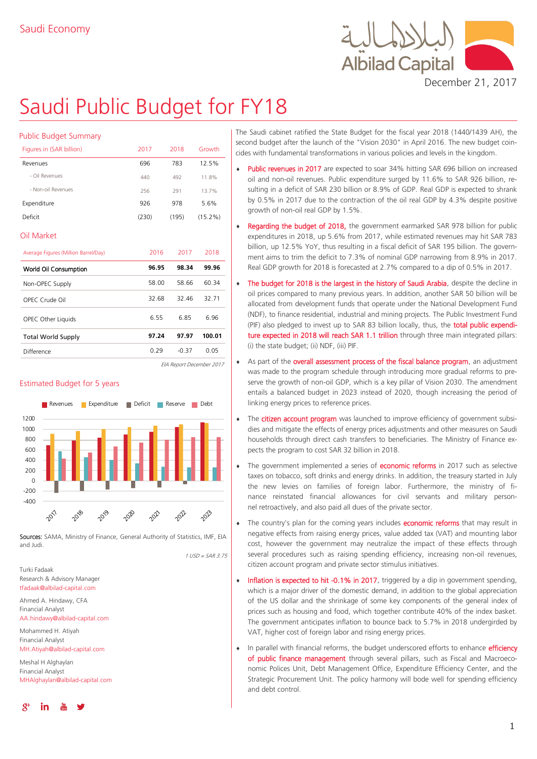Saudi Economy

December 21, 2017

# Saudi Public Budget for FY18

## Public Budget Summary

| Figures in (SAR billion) | 2017 | 2018 | Growth |
|---|---|---|---|
| Revenues | 696 | 783 | 12.5% |
| - Oil Revenues | 440 | 492 | 11.8% |
| - Non-oil Revenues | 256 | 291 | 13.7% |
| Expenditure | 926 | 978 | 5.6% |
| Deficit | (230) | (195) | (15.2%) |

## Oil Market

| Average Figures (Million Barrel/Day) | 2016 | 2017 | 2018 |
|---|---|---|---|
| **World Oil Consumption** | **96.95** | **98.34** | **99.96** |
| Non-OPEC Supply | 58.00 | 58.66 | 60.34 |
| OPEC Crude Oil | 32.68 | 32.46 | 32.71 |
| OPEC Other Liquids | 6.55 | 6.85 | 6.96 |
| **Total World Supply** | **97.24** | **97.97** | **100.01** |
| Difference | 0.29 | -0.37 | 0.05 |

*EIA Report December 2017*

## Estimated Budget for 5 years

Sources: SAMA, Ministry of Finance, General Authority of Statistics, IMF, EIA and Judi.

*1 USD = SAR 3.75*

Turki Fadaak
Research & Advisory Manager
tfadaak@albilad-capital.com

Ahmed A. Hindawy, CFA
Financial Analyst
AA.hindawy@albilad-capital.com

Mohammed H. Atiyah
Financial Analyst
MH.Atiyah@albilad-capital.com

Meshal H Alghaylan
Financial Analyst
MHAlghaylan@albilad-capital.com

The Saudi cabinet ratified the State Budget for the fiscal year 2018 (1440/1439 AH), the second budget after the launch of the "Vision 2030" in April 2016. The new budget coincides with fundamental transformations in various policies and levels in the kingdom.

- Public revenues in 2017 are expected to soar 34% hitting SAR 696 billion on increased oil and non-oil revenues. Public expenditure surged by 11.6% to SAR 926 billion, resulting in a deficit of SAR 230 billion or 8.9% of GDP. Real GDP is expected to shrank by 0.5% in 2017 due to the contraction of the oil real GDP by 4.3% despite positive growth of non-oil real GDP by 1.5%.
- Regarding the budget of 2018, the government earmarked SAR 978 billion for public expenditures in 2018, up 5.6% from 2017, while estimated revenues may hit SAR 783 billion, up 12.5% YoY, thus resulting in a fiscal deficit of SAR 195 billion. The government aims to trim the deficit to 7.3% of nominal GDP narrowing from 8.9% in 2017. Real GDP growth for 2018 is forecasted at 2.7% compared to a dip of 0.5% in 2017.
- The budget for 2018 is the largest in the history of Saudi Arabia, despite the decline in oil prices compared to many previous years. In addition, another SAR 50 billion will be allocated from development funds that operate under the National Development Fund (NDF), to finance residential, industrial and mining projects. The Public Investment Fund (PIF) also pledged to invest up to SAR 83 billion locally, thus, the total public expenditure expected in 2018 will reach SAR 1.1 trillion through three main integrated pillars: (i) the state budget; (ii) NDF, (iii) PIF.
- As part of the overall assessment process of the fiscal balance program, an adjustment was made to the program schedule through introducing more gradual reforms to preserve the growth of non-oil GDP, which is a key pillar of Vision 2030. The amendment entails a balanced budget in 2023 instead of 2020, though increasing the period of linking energy prices to reference prices.
- The citizen account program was launched to improve efficiency of government subsidies and mitigate the effects of energy prices adjustments and other measures on Saudi households through direct cash transfers to beneficiaries. The Ministry of Finance expects the program to cost SAR 32 billion in 2018.
- The government implemented a series of economic reforms in 2017 such as selective taxes on tobacco, soft drinks and energy drinks. In addition, the treasury started in July the new levies on families of foreign labor. Furthermore, the ministry of finance reinstated financial allowances for civil servants and military personnel retroactively, and also paid all dues of the private sector.
- The country's plan for the coming years includes economic reforms that may result in negative effects from raising energy prices, value added tax (VAT) and mounting labor cost, however the government may neutralize the impact of these effects through several procedures such as raising spending efficiency, increasing non-oil revenues, citizen account program and private sector stimulus initiatives.
- Inflation is expected to hit -0.1% in 2017, triggered by a dip in government spending, which is a major driver of the domestic demand, in addition to the global appreciation of the US dollar and the shrinkage of some key components of the general index of prices such as housing and food, which together contribute 40% of the index basket. The government anticipates inflation to bounce back to 5.7% in 2018 undergirded by VAT, higher cost of foreign labor and rising energy prices.
- In parallel with financial reforms, the budget underscored efforts to enhance efficiency of public finance management through several pillars, such as Fiscal and Macroeconomic Polices Unit, Debt Management Office, Expenditure Efficiency Center, and the Strategic Procurement Unit. The policy harmony will bode well for spending efficiency and debt control.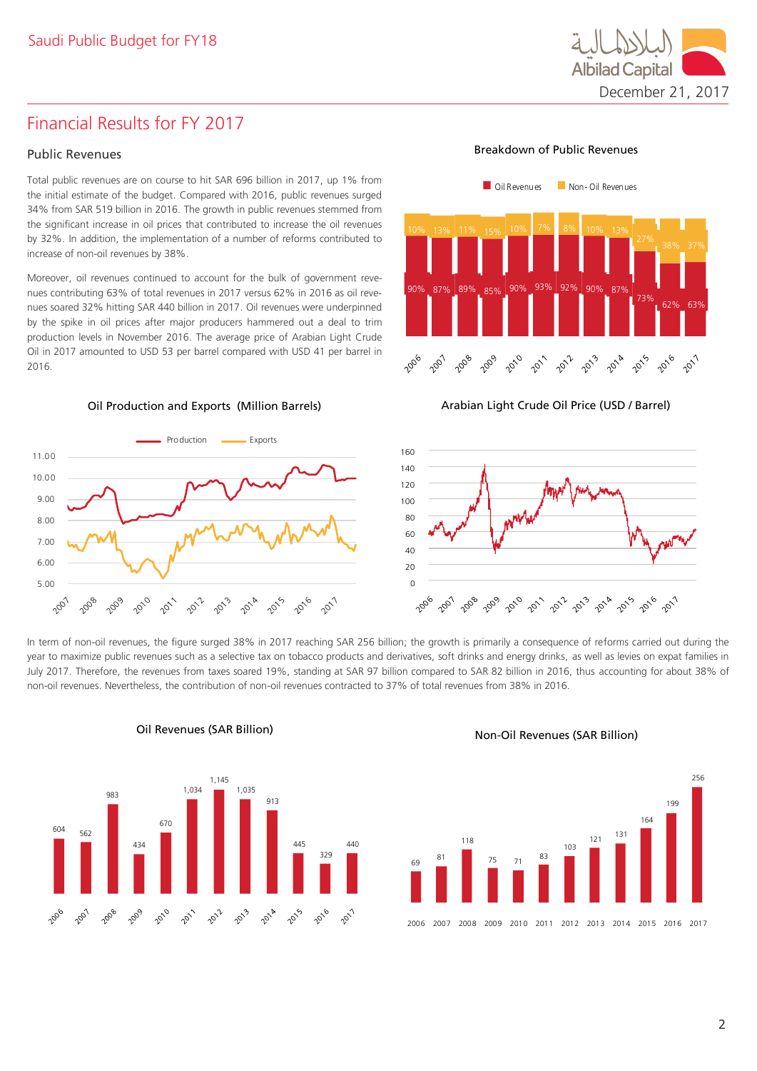# Financial Results for FY 2017

## Public Revenues

Total public revenues are on course to hit SAR 696 billion in 2017, up 1% from the initial estimate of the budget. Compared with 2016, public revenues surged 34% from SAR 519 billion in 2016. The growth in public revenues stemmed from the significant increase in oil prices that contributed to increase the oil revenues by 32%. In addition, the implementation of a number of reforms contributed to increase of non-oil revenues by 38%.

Moreover, oil revenues continued to account for the bulk of government revenues contributing 63% of total revenues in 2017 versus 62% in 2016 as oil revenues soared 32% hitting SAR 440 billion in 2017. Oil revenues were underpinned by the spike in oil prices after major producers hammered out a deal to trim production levels in November 2016. The average price of Arabian Light Crude Oil in 2017 amounted to USD 53 per barrel compared with USD 41 per barrel in 2016.

**Breakdown of Public Revenues**

| Year | Oil Revenues | Non-Oil Revenues |
|---|---|---|
| 2006 | 90% | 10% |
| 2007 | 87% | 13% |
| 2008 | 89% | 11% |
| 2009 | 85% | 15% |
| 2010 | 90% | 10% |
| 2011 | 93% | 7% |
| 2012 | 92% | 8% |
| 2013 | 90% | 10% |
| 2014 | 87% | 13% |
| 2015 | 73% | 27% |
| 2016 | 62% | 38% |
| 2017 | 63% | 37% |

**Oil Production and Exports (Million Barrels)**

**Arabian Light Crude Oil Price (USD / Barrel)**

In term of non-oil revenues, the figure surged 38% in 2017 reaching SAR 256 billion; the growth is primarily a consequence of reforms carried out during the year to maximize public revenues such as a selective tax on tobacco products and derivatives, soft drinks and energy drinks, as well as levies on expat families in July 2017. Therefore, the revenues from taxes soared 19%, standing at SAR 97 billion compared to SAR 82 billion in 2016, thus accounting for about 38% of non-oil revenues. Nevertheless, the contribution of non-oil revenues contracted to 37% of total revenues from 38% in 2016.

**Oil Revenues (SAR Billion)** and **Non-Oil Revenues (SAR Billion)**

| Year | Oil Revenues | Non-Oil Revenues |
|---|---|---|
| 2006 | 604 | 69 |
| 2007 | 562 | 81 |
| 2008 | 983 | 118 |
| 2009 | 434 | 75 |
| 2010 | 670 | 71 |
| 2011 | 1,034 | 83 |
| 2012 | 1,145 | 103 |
| 2013 | 1,035 | 121 |
| 2014 | 913 | 131 |
| 2015 | 445 | 164 |
| 2016 | 329 | 199 |
| 2017 | 440 | 256 |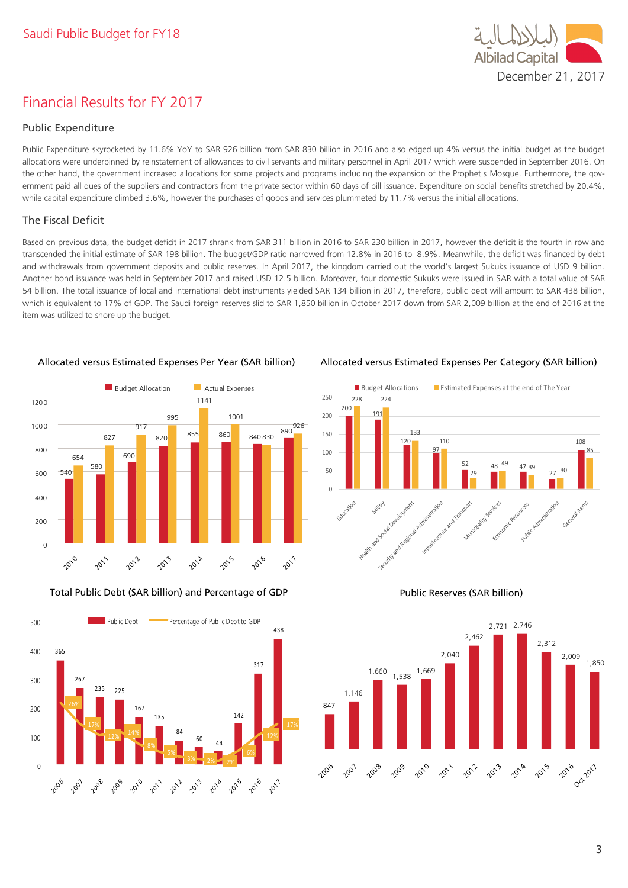# Financial Results for FY 2017

## Public Expenditure

Public Expenditure skyrocketed by 11.6% YoY to SAR 926 billion from SAR 830 billion in 2016 and also edged up 4% versus the initial budget as the budget allocations were underpinned by reinstatement of allowances to civil servants and military personnel in April 2017 which were suspended in September 2016. On the other hand, the government increased allocations for some projects and programs including the expansion of the Prophet's Mosque. Furthermore, the government paid all dues of the suppliers and contractors from the private sector within 60 days of bill issuance. Expenditure on social benefits stretched by 20.4%, while capital expenditure climbed 3.6%, however the purchases of goods and services plummeted by 11.7% versus the initial allocations.

## The Fiscal Deficit

Based on previous data, the budget deficit in 2017 shrank from SAR 311 billion in 2016 to SAR 230 billion in 2017, however the deficit is the fourth in row and transcended the initial estimate of SAR 198 billion. The budget/GDP ratio narrowed from 12.8% in 2016 to 8.9%. Meanwhile, the deficit was financed by debt and withdrawals from government deposits and public reserves. In April 2017, the kingdom carried out the world's largest Sukuks issuance of USD 9 billion. Another bond issuance was held in September 2017 and raised USD 12.5 billion. Moreover, four domestic Sukuks were issued in SAR with a total value of SAR 54 billion. The total issuance of local and international debt instruments yielded SAR 134 billion in 2017, therefore, public debt will amount to SAR 438 billion, which is equivalent to 17% of GDP. The Saudi foreign reserves slid to SAR 1,850 billion in October 2017 down from SAR 2,009 billion at the end of 2016 at the item was utilized to shore up the budget.

### Allocated versus Estimated Expenses Per Year (SAR billion)

| Year | Budget Allocation | Actual Expenses |
|---|---|---|
| 2010 | 540 | 654 |
| 2011 | 580 | 827 |
| 2012 | 690 | 917 |
| 2013 | 820 | 995 |
| 2014 | 855 | 1141 |
| 2015 | 860 | 1001 |
| 2016 | 840 | 830 |
| 2017 | 890 | 926 |

### Allocated versus Estimated Expenses Per Category (SAR billion)

| Category | Budget Allocations | Estimated Expenses at the end of The Year |
|---|---|---|
| Education | 200 | 228 |
| Militry | 191 | 224 |
| Health and Social Development | 120 | 133 |
| Security and Regional Administration | 97 | 110 |
| Infrastructure and Transport | 52 | 29 |
| Municipality Services | 48 | 49 |
| Economic Resources | 47 | 39 |
| Public Administration | 27 | 30 |
| General Items | 108 | 85 |

### Total Public Debt (SAR billion) and Percentage of GDP

| Year | Public Debt | Percentage of Public Debt to GDP |
|---|---|---|
| 2006 | 365 | 26% |
| 2007 | 267 | 17% |
| 2008 | 235 | 12% |
| 2009 | 225 | 14% |
| 2010 | 167 | 8% |
| 2011 | 135 | 5% |
| 2012 | 84 | 3% |
| 2013 | 60 | 2% |
| 2014 | 44 | 2% |
| 2015 | 142 | 6% |
| 2016 | 317 | 12% |
| 2017 | 438 | 17% |

### Public Reserves (SAR billion)

| Year | Public Reserves |
|---|---|
| 2006 | 847 |
| 2007 | 1,146 |
| 2008 | 1,660 |
| 2009 | 1,538 |
| 2010 | 1,669 |
| 2011 | 2,040 |
| 2012 | 2,462 |
| 2013 | 2,721 |
| 2014 | 2,746 |
| 2015 | 2,312 |
| 2016 | 2,009 |
| Oct 2017 | 1,850 |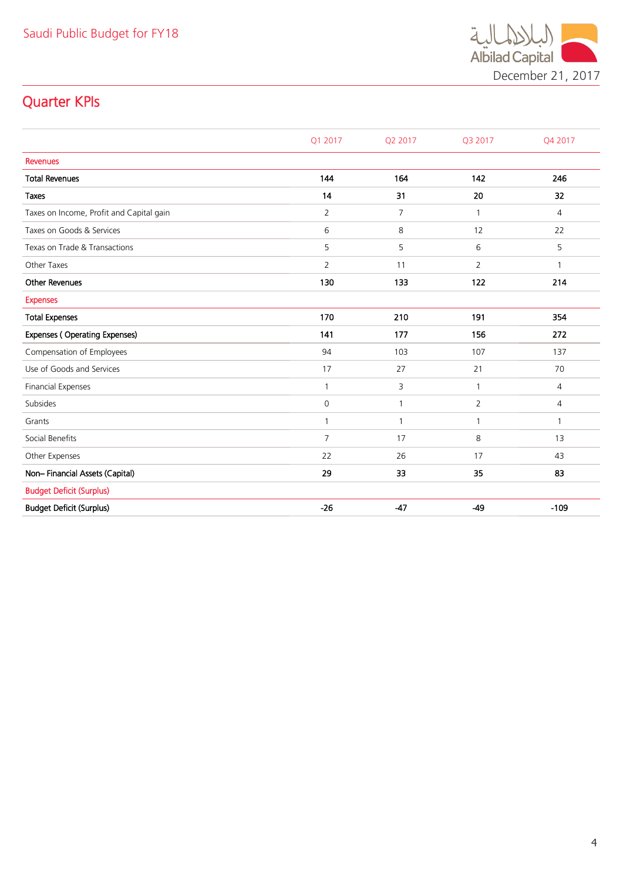## Quarter KPIs

| | Q1 2017 | Q2 2017 | Q3 2017 | Q4 2017 |
|---|---|---|---|---|
| Revenues | | | | |
| **Total Revenues** | **144** | **164** | **142** | **246** |
| **Taxes** | **14** | **31** | **20** | **32** |
| Taxes on Income, Profit and Capital gain | 2 | 7 | 1 | 4 |
| Taxes on Goods & Services | 6 | 8 | 12 | 22 |
| Texas on Trade & Transactions | 5 | 5 | 6 | 5 |
| Other Taxes | 2 | 11 | 2 | 1 |
| **Other Revenues** | **130** | **133** | **122** | **214** |
| Expenses | | | | |
| **Total Expenses** | **170** | **210** | **191** | **354** |
| **Expenses ( Operating Expenses)** | **141** | **177** | **156** | **272** |
| Compensation of Employees | 94 | 103 | 107 | 137 |
| Use of Goods and Services | 17 | 27 | 21 | 70 |
| Financial Expenses | 1 | 3 | 1 | 4 |
| Subsides | 0 | 1 | 2 | 4 |
| Grants | 1 | 1 | 1 | 1 |
| Social Benefits | 7 | 17 | 8 | 13 |
| Other Expenses | 22 | 26 | 17 | 43 |
| **Non– Financial Assets (Capital)** | **29** | **33** | **35** | **83** |
| Budget Deficit (Surplus) | | | | |
| **Budget Deficit (Surplus)** | **-26** | **-47** | **-49** | **-109** |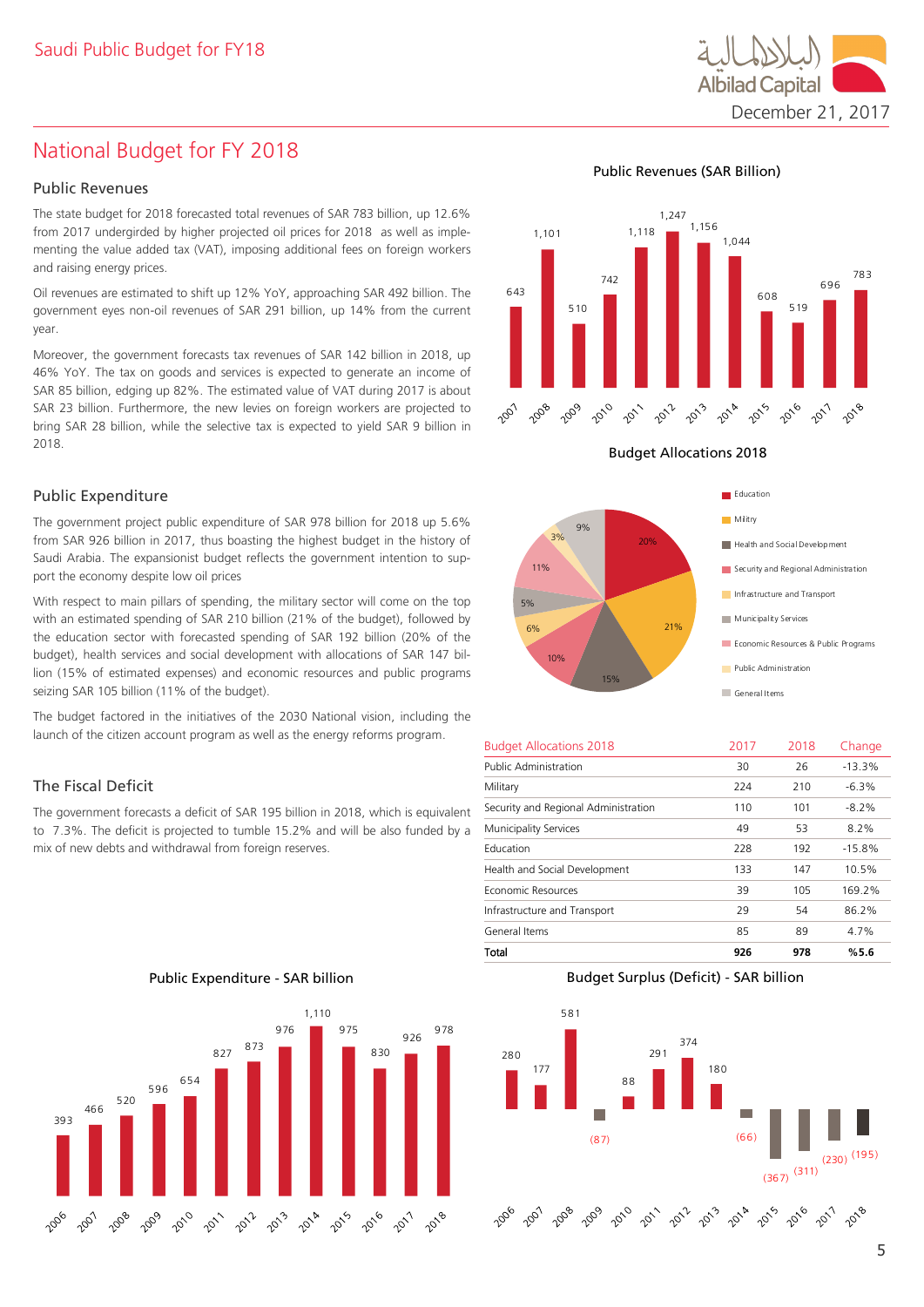# National Budget for FY 2018

## Public Revenues

The state budget for 2018 forecasted total revenues of SAR 783 billion, up 12.6% from 2017 undergirded by higher projected oil prices for 2018 as well as implementing the value added tax (VAT), imposing additional fees on foreign workers and raising energy prices.

Oil revenues are estimated to shift up 12% YoY, approaching SAR 492 billion. The government eyes non-oil revenues of SAR 291 billion, up 14% from the current year.

Moreover, the government forecasts tax revenues of SAR 142 billion in 2018, up 46% YoY. The tax on goods and services is expected to generate an income of SAR 85 billion, edging up 82%. The estimated value of VAT during 2017 is about SAR 23 billion. Furthermore, the new levies on foreign workers are projected to bring SAR 28 billion, while the selective tax is expected to yield SAR 9 billion in 2018.

## Public Expenditure

The government project public expenditure of SAR 978 billion for 2018 up 5.6% from SAR 926 billion in 2017, thus boasting the highest budget in the history of Saudi Arabia. The expansionist budget reflects the government intention to support the economy despite low oil prices

With respect to main pillars of spending, the military sector will come on the top with an estimated spending of SAR 210 billion (21% of the budget), followed by the education sector with forecasted spending of SAR 192 billion (20% of the budget), health services and social development with allocations of SAR 147 billion (15% of estimated expenses) and economic resources and public programs seizing SAR 105 billion (11% of the budget).

The budget factored in the initiatives of the 2030 National vision, including the launch of the citizen account program as well as the energy reforms program.

## The Fiscal Deficit

The government forecasts a deficit of SAR 195 billion in 2018, which is equivalent to 7.3%. The deficit is projected to tumble 15.2% and will be also funded by a mix of new debts and withdrawal from foreign reserves.

**Public Revenues (SAR Billion)**

| Year | 2007 | 2008 | 2009 | 2010 | 2011 | 2012 | 2013 | 2014 | 2015 | 2016 | 2017 | 2018 |
|---|---|---|---|---|---|---|---|---|---|---|---|---|
| Revenues | 643 | 1,101 | 510 | 742 | 1,118 | 1,247 | 1,156 | 1,044 | 608 | 519 | 696 | 783 |

**Budget Allocations 2018**

| Sector | Share |
|---|---|
| Education | 20% |
| Military | 21% |
| Health and Social Development | 15% |
| Security and Regional Administration | 10% |
| Infrastructure and Transport | 6% |
| Municipality Services | 5% |
| Economic Resources & Public Programs | 11% |
| Public Administration | 3% |
| General Items | 9% |

| Budget Allocations 2018 | 2017 | 2018 | Change |
|---|---|---|---|
| Public Administration | 30 | 26 | -13.3% |
| Military | 224 | 210 | -6.3% |
| Security and Regional Administration | 110 | 101 | -8.2% |
| Municipality Services | 49 | 53 | 8.2% |
| Education | 228 | 192 | -15.8% |
| Health and Social Development | 133 | 147 | 10.5% |
| Economic Resources | 39 | 105 | 169.2% |
| Infrastructure and Transport | 29 | 54 | 86.2% |
| General Items | 85 | 89 | 4.7% |
| **Total** | **926** | **978** | **%5.6** |

**Public Expenditure - SAR billion**

| Year | 2006 | 2007 | 2008 | 2009 | 2010 | 2011 | 2012 | 2013 | 2014 | 2015 | 2016 | 2017 | 2018 |
|---|---|---|---|---|---|---|---|---|---|---|---|---|---|
| Expenditure | 393 | 466 | 520 | 596 | 654 | 827 | 873 | 976 | 1,110 | 975 | 830 | 926 | 978 |

**Budget Surplus (Deficit) - SAR billion**

| Year | 2006 | 2007 | 2008 | 2009 | 2010 | 2011 | 2012 | 2013 | 2014 | 2015 | 2016 | 2017 | 2018 |
|---|---|---|---|---|---|---|---|---|---|---|---|---|---|
| Surplus (Deficit) | 280 | 177 | 581 | (87) | 88 | 291 | 374 | 180 | (66) | (367) | (311) | (230) | (195) |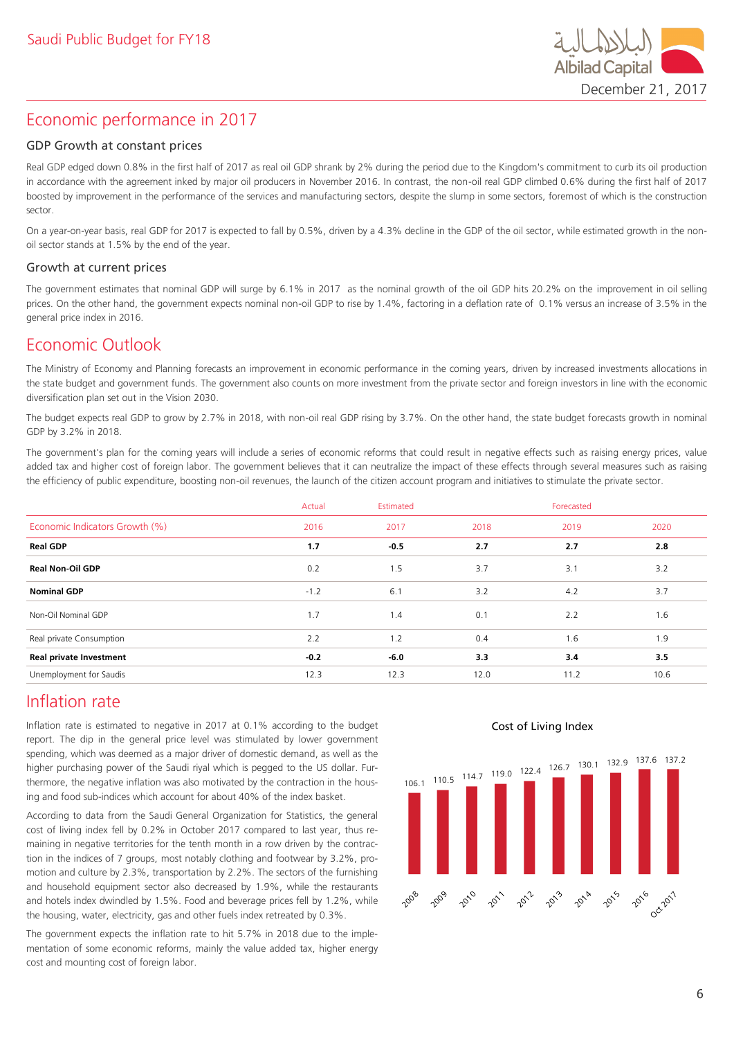# Economic performance in 2017

### GDP Growth at constant prices

Real GDP edged down 0.8% in the first half of 2017 as real oil GDP shrank by 2% during the period due to the Kingdom's commitment to curb its oil production in accordance with the agreement inked by major oil producers in November 2016. In contrast, the non-oil real GDP climbed 0.6% during the first half of 2017 boosted by improvement in the performance of the services and manufacturing sectors, despite the slump in some sectors, foremost of which is the construction sector.

On a year-on-year basis, real GDP for 2017 is expected to fall by 0.5%, driven by a 4.3% decline in the GDP of the oil sector, while estimated growth in the non-oil sector stands at 1.5% by the end of the year.

### Growth at current prices

The government estimates that nominal GDP will surge by 6.1% in 2017 as the nominal growth of the oil GDP hits 20.2% on the improvement in oil selling prices. On the other hand, the government expects nominal non-oil GDP to rise by 1.4%, factoring in a deflation rate of 0.1% versus an increase of 3.5% in the general price index in 2016.

# Economic Outlook

The Ministry of Economy and Planning forecasts an improvement in economic performance in the coming years, driven by increased investments allocations in the state budget and government funds. The government also counts on more investment from the private sector and foreign investors in line with the economic diversification plan set out in the Vision 2030.

The budget expects real GDP to grow by 2.7% in 2018, with non-oil real GDP rising by 3.7%. On the other hand, the state budget forecasts growth in nominal GDP by 3.2% in 2018.

The government's plan for the coming years will include a series of economic reforms that could result in negative effects such as raising energy prices, value added tax and higher cost of foreign labor. The government believes that it can neutralize the impact of these effects through several measures such as raising the efficiency of public expenditure, boosting non-oil revenues, the launch of the citizen account program and initiatives to stimulate the private sector.

| | Actual | Estimated | | Forecasted | |
|---|---|---|---|---|---|
| Economic Indicators Growth (%) | 2016 | 2017 | 2018 | 2019 | 2020 |
| **Real GDP** | **1.7** | **-0.5** | **2.7** | **2.7** | **2.8** |
| **Real Non-Oil GDP** | 0.2 | 1.5 | 3.7 | 3.1 | 3.2 |
| **Nominal GDP** | -1.2 | 6.1 | 3.2 | 4.2 | 3.7 |
| Non-Oil Nominal GDP | 1.7 | 1.4 | 0.1 | 2.2 | 1.6 |
| Real private Consumption | 2.2 | 1.2 | 0.4 | 1.6 | 1.9 |
| **Real private Investment** | **-0.2** | **-6.0** | **3.3** | **3.4** | **3.5** |
| Unemployment for Saudis | 12.3 | 12.3 | 12.0 | 11.2 | 10.6 |

# Inflation rate

Inflation rate is estimated to negative in 2017 at 0.1% according to the budget report. The dip in the general price level was stimulated by lower government spending, which was deemed as a major driver of domestic demand, as well as the higher purchasing power of the Saudi riyal which is pegged to the US dollar. Furthermore, the negative inflation was also motivated by the contraction in the housing and food sub-indices which account for about 40% of the index basket.

According to data from the Saudi General Organization for Statistics, the general cost of living index fell by 0.2% in October 2017 compared to last year, thus remaining in negative territories for the tenth month in a row driven by the contraction in the indices of 7 groups, most notably clothing and footwear by 3.2%, promotion and culture by 2.3%, transportation by 2.2%. The sectors of the furnishing and household equipment sector also decreased by 1.9%, while the restaurants and hotels index dwindled by 1.5%. Food and beverage prices fell by 1.2%, while the housing, water, electricity, gas and other fuels index retreated by 0.3%.

The government expects the inflation rate to hit 5.7% in 2018 due to the implementation of some economic reforms, mainly the value added tax, higher energy cost and mounting cost of foreign labor.

**Cost of Living Index**

| 2008 | 2009 | 2010 | 2011 | 2012 | 2013 | 2014 | 2015 | 2016 | Oct 2017 |
|---|---|---|---|---|---|---|---|---|---|
| 106.1 | 110.5 | 114.7 | 119.0 | 122.4 | 126.7 | 130.1 | 132.9 | 137.6 | 137.2 |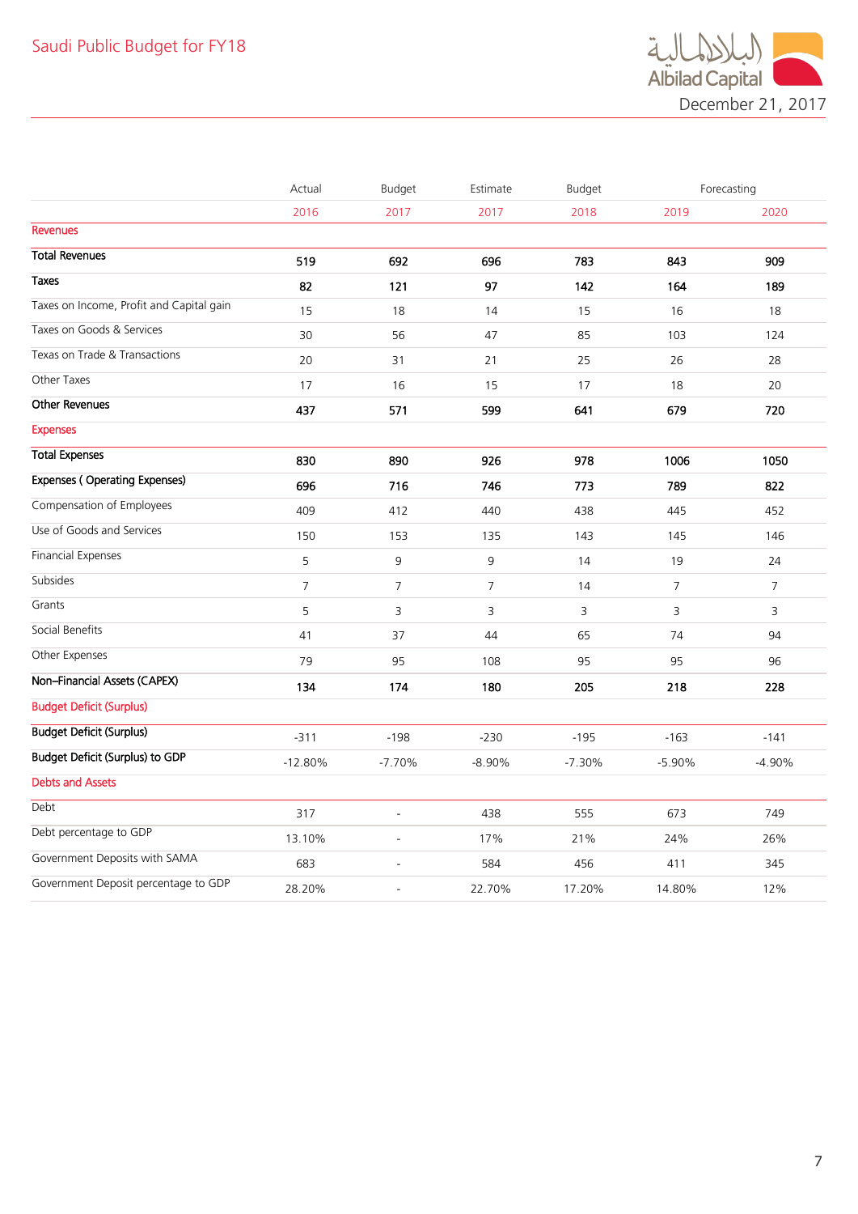# Saudi Public Budget for FY18

December 21, 2017

| | Actual | Budget | Estimate | Budget | Forecasting | |
|---|---|---|---|---|---|---|
| | 2016 | 2017 | 2017 | 2018 | 2019 | 2020 |
| **Revenues** | | | | | | |
| **Total Revenues** | **519** | **692** | **696** | **783** | **843** | **909** |
| **Taxes** | **82** | **121** | **97** | **142** | **164** | **189** |
| Taxes on Income, Profit and Capital gain | 15 | 18 | 14 | 15 | 16 | 18 |
| Taxes on Goods & Services | 30 | 56 | 47 | 85 | 103 | 124 |
| Texas on Trade & Transactions | 20 | 31 | 21 | 25 | 26 | 28 |
| Other Taxes | 17 | 16 | 15 | 17 | 18 | 20 |
| **Other Revenues** | **437** | **571** | **599** | **641** | **679** | **720** |
| **Expenses** | | | | | | |
| **Total Expenses** | **830** | **890** | **926** | **978** | **1006** | **1050** |
| **Expenses ( Operating Expenses)** | **696** | **716** | **746** | **773** | **789** | **822** |
| Compensation of Employees | 409 | 412 | 440 | 438 | 445 | 452 |
| Use of Goods and Services | 150 | 153 | 135 | 143 | 145 | 146 |
| Financial Expenses | 5 | 9 | 9 | 14 | 19 | 24 |
| Subsides | 7 | 7 | 7 | 14 | 7 | 7 |
| Grants | 5 | 3 | 3 | 3 | 3 | 3 |
| Social Benefits | 41 | 37 | 44 | 65 | 74 | 94 |
| Other Expenses | 79 | 95 | 108 | 95 | 95 | 96 |
| **Non–Financial Assets (CAPEX)** | **134** | **174** | **180** | **205** | **218** | **228** |
| **Budget Deficit (Surplus)** | | | | | | |
| **Budget Deficit (Surplus)** | -311 | -198 | -230 | -195 | -163 | -141 |
| **Budget Deficit (Surplus) to GDP** | -12.80% | -7.70% | -8.90% | -7.30% | -5.90% | -4.90% |
| **Debts and Assets** | | | | | | |
| Debt | 317 | - | 438 | 555 | 673 | 749 |
| Debt percentage to GDP | 13.10% | - | 17% | 21% | 24% | 26% |
| Government Deposits with SAMA | 683 | - | 584 | 456 | 411 | 345 |
| Government Deposit percentage to GDP | 28.20% | - | 22.70% | 17.20% | 14.80% | 12% |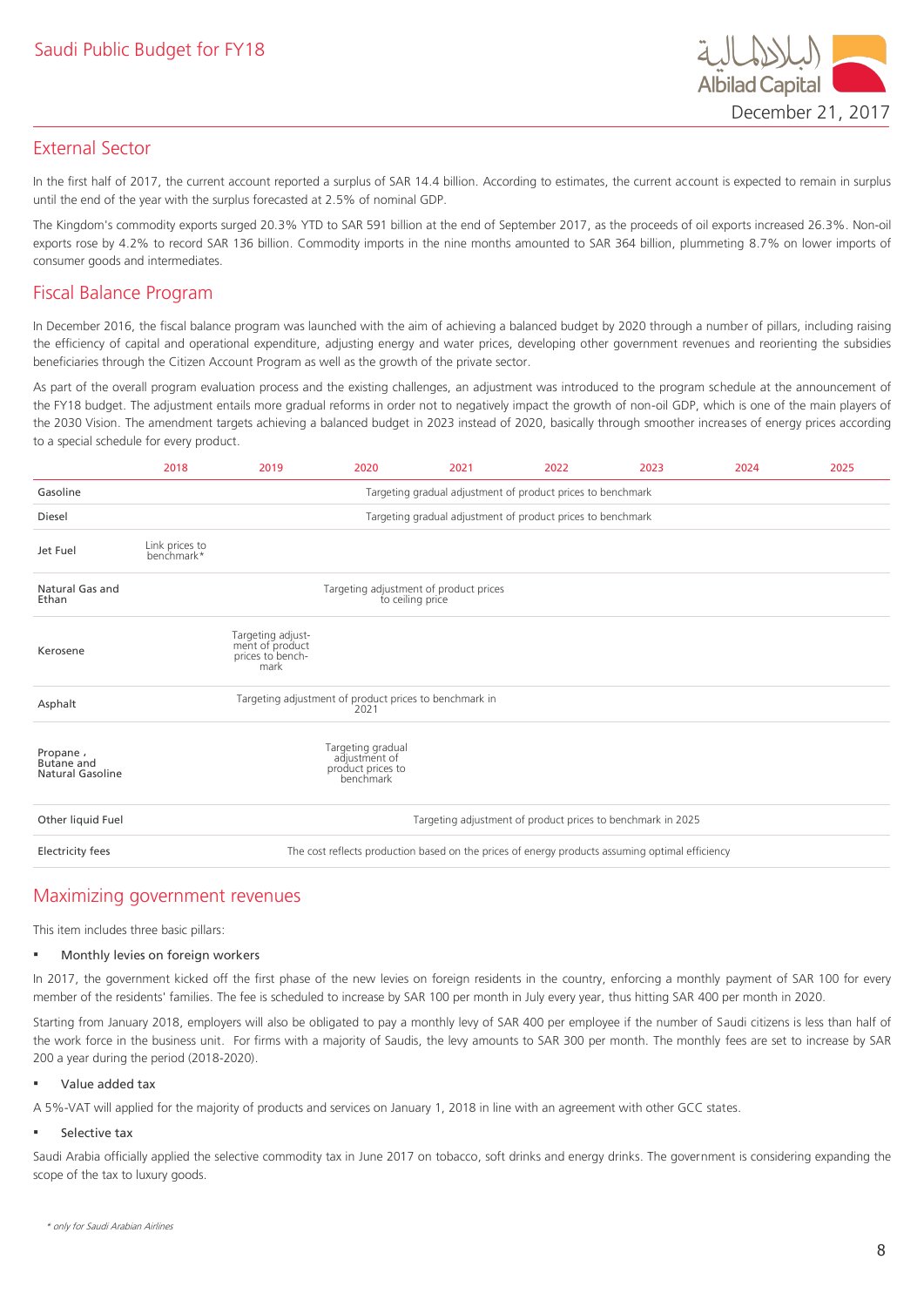## External Sector

In the first half of 2017, the current account reported a surplus of SAR 14.4 billion. According to estimates, the current account is expected to remain in surplus until the end of the year with the surplus forecasted at 2.5% of nominal GDP.

The Kingdom's commodity exports surged 20.3% YTD to SAR 591 billion at the end of September 2017, as the proceeds of oil exports increased 26.3%. Non-oil exports rose by 4.2% to record SAR 136 billion. Commodity imports in the nine months amounted to SAR 364 billion, plummeting 8.7% on lower imports of consumer goods and intermediates.

## Fiscal Balance Program

In December 2016, the fiscal balance program was launched with the aim of achieving a balanced budget by 2020 through a number of pillars, including raising the efficiency of capital and operational expenditure, adjusting energy and water prices, developing other government revenues and reorienting the subsidies beneficiaries through the Citizen Account Program as well as the growth of the private sector.

As part of the overall program evaluation process and the existing challenges, an adjustment was introduced to the program schedule at the announcement of the FY18 budget. The adjustment entails more gradual reforms in order not to negatively impact the growth of non-oil GDP, which is one of the main players of the 2030 Vision. The amendment targets achieving a balanced budget in 2023 instead of 2020, basically through smoother increases of energy prices according to a special schedule for every product.

| | 2018 | 2019 | 2020 | 2021 | 2022 | 2023 | 2024 | 2025 |
|---|---|---|---|---|---|---|---|---|
| Gasoline | Targeting gradual adjustment of product prices to benchmark | | | | | | | |
| Diesel | Targeting gradual adjustment of product prices to benchmark | | | | | | | |
| Jet Fuel | Link prices to benchmark* | | | | | | | |
| Natural Gas and Ethan | Targeting adjustment of product prices to ceiling price | | | | | | | |
| Kerosene | Targeting adjustment of product prices to benchmark | | | | | | | |
| Asphalt | Targeting adjustment of product prices to benchmark in 2021 | | | | | | | |
| Propane , Butane and Natural Gasoline | Targeting gradual adjustment of product prices to benchmark | | | | | | | |
| Other liquid Fuel | Targeting adjustment of product prices to benchmark in 2025 | | | | | | | |
| Electricity fees | The cost reflects production based on the prices of energy products assuming optimal efficiency | | | | | | | |

## Maximizing government revenues

This item includes three basic pillars:

- Monthly levies on foreign workers

In 2017, the government kicked off the first phase of the new levies on foreign residents in the country, enforcing a monthly payment of SAR 100 for every member of the residents' families. The fee is scheduled to increase by SAR 100 per month in July every year, thus hitting SAR 400 per month in 2020.

Starting from January 2018, employers will also be obligated to pay a monthly levy of SAR 400 per employee if the number of Saudi citizens is less than half of the work force in the business unit. For firms with a majority of Saudis, the levy amounts to SAR 300 per month. The monthly fees are set to increase by SAR 200 a year during the period (2018-2020).

- Value added tax

A 5%-VAT will applied for the majority of products and services on January 1, 2018 in line with an agreement with other GCC states.

- Selective tax

Saudi Arabia officially applied the selective commodity tax in June 2017 on tobacco, soft drinks and energy drinks. The government is considering expanding the scope of the tax to luxury goods.

*\* only for Saudi Arabian Airlines*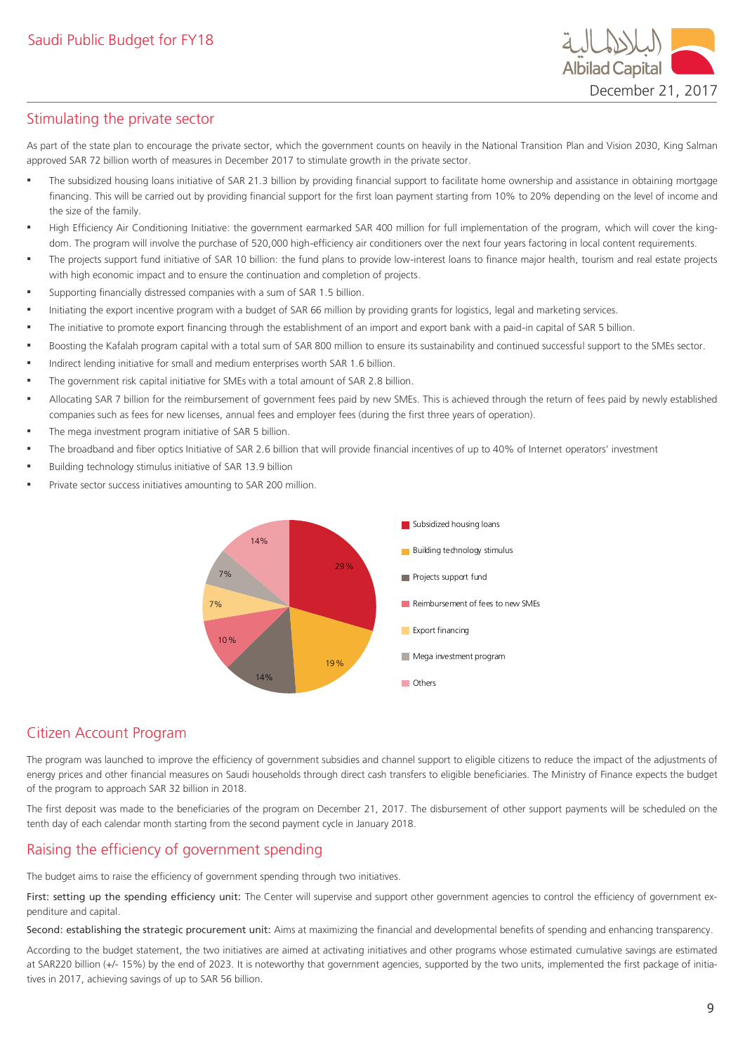## Stimulating the private sector

As part of the state plan to encourage the private sector, which the government counts on heavily in the National Transition Plan and Vision 2030, King Salman approved SAR 72 billion worth of measures in December 2017 to stimulate growth in the private sector.

- The subsidized housing loans initiative of SAR 21.3 billion by providing financial support to facilitate home ownership and assistance in obtaining mortgage financing. This will be carried out by providing financial support for the first loan payment starting from 10% to 20% depending on the level of income and the size of the family.
- High Efficiency Air Conditioning Initiative: the government earmarked SAR 400 million for full implementation of the program, which will cover the kingdom. The program will involve the purchase of 520,000 high-efficiency air conditioners over the next four years factoring in local content requirements.
- The projects support fund initiative of SAR 10 billion: the fund plans to provide low-interest loans to finance major health, tourism and real estate projects with high economic impact and to ensure the continuation and completion of projects.
- Supporting financially distressed companies with a sum of SAR 1.5 billion.
- Initiating the export incentive program with a budget of SAR 66 million by providing grants for logistics, legal and marketing services.
- The initiative to promote export financing through the establishment of an import and export bank with a paid-in capital of SAR 5 billion.
- Boosting the Kafalah program capital with a total sum of SAR 800 million to ensure its sustainability and continued successful support to the SMEs sector.
- Indirect lending initiative for small and medium enterprises worth SAR 1.6 billion.
- The government risk capital initiative for SMEs with a total amount of SAR 2.8 billion.
- Allocating SAR 7 billion for the reimbursement of government fees paid by new SMEs. This is achieved through the return of fees paid by newly established companies such as fees for new licenses, annual fees and employer fees (during the first three years of operation).
- The mega investment program initiative of SAR 5 billion.
- The broadband and fiber optics Initiative of SAR 2.6 billion that will provide financial incentives of up to 40% of Internet operators' investment
- Building technology stimulus initiative of SAR 13.9 billion
- Private sector success initiatives amounting to SAR 200 million.

| Category | Share |
|---|---|
| Subsidized housing loans | 29% |
| Building technology stimulus | 19% |
| Projects support fund | 14% |
| Reimbursement of fees to new SMEs | 10% |
| Export financing | 7% |
| Mega investment program | 7% |
| Others | 14% |

## Citizen Account Program

The program was launched to improve the efficiency of government subsidies and channel support to eligible citizens to reduce the impact of the adjustments of energy prices and other financial measures on Saudi households through direct cash transfers to eligible beneficiaries. The Ministry of Finance expects the budget of the program to approach SAR 32 billion in 2018.

The first deposit was made to the beneficiaries of the program on December 21, 2017. The disbursement of other support payments will be scheduled on the tenth day of each calendar month starting from the second payment cycle in January 2018.

## Raising the efficiency of government spending

The budget aims to raise the efficiency of government spending through two initiatives.

First: setting up the spending efficiency unit: The Center will supervise and support other government agencies to control the efficiency of government expenditure and capital.

Second: establishing the strategic procurement unit: Aims at maximizing the financial and developmental benefits of spending and enhancing transparency.

According to the budget statement, the two initiatives are aimed at activating initiatives and other programs whose estimated cumulative savings are estimated at SAR220 billion (+/- 15%) by the end of 2023. It is noteworthy that government agencies, supported by the two units, implemented the first package of initiatives in 2017, achieving savings of up to SAR 56 billion.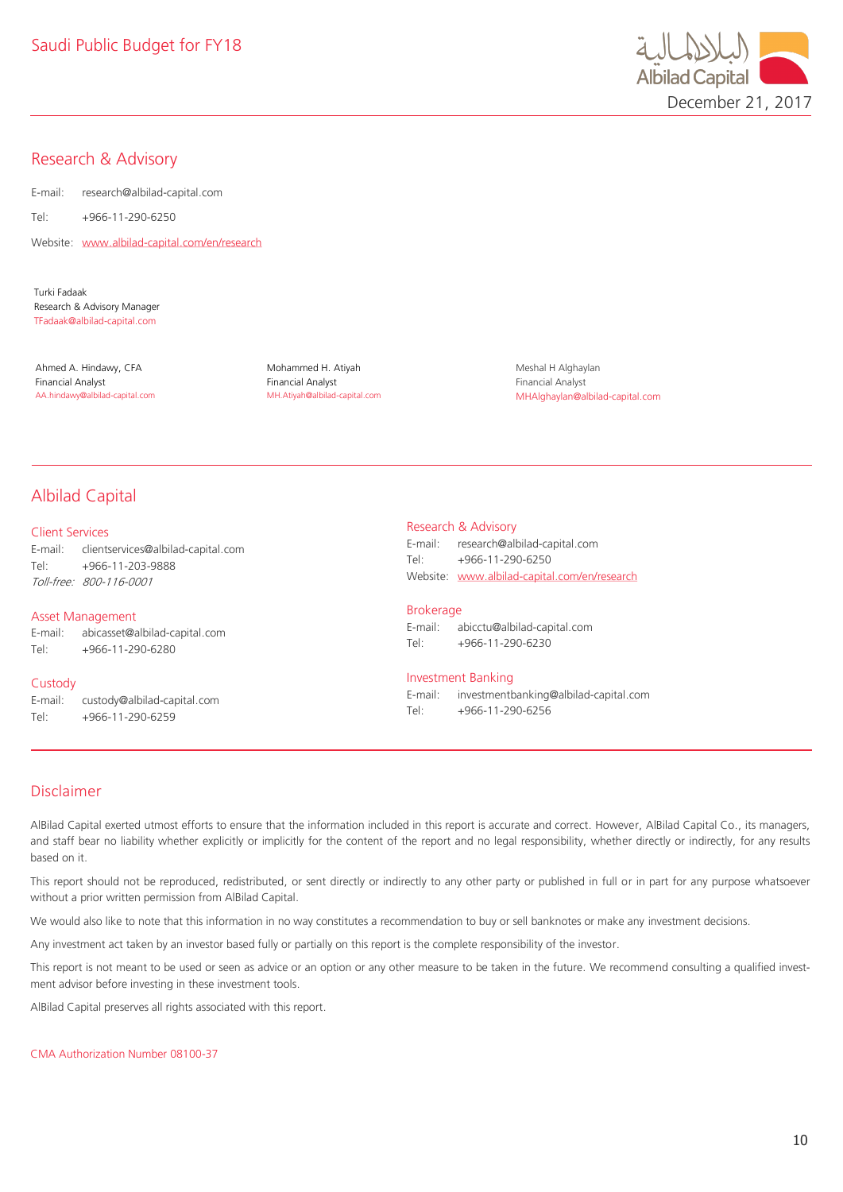## Research & Advisory

E-mail: research@albilad-capital.com

Tel: +966-11-290-6250

Website: www.albilad-capital.com/en/research

Turki Fadaak
Research & Advisory Manager
TFadaak@albilad-capital.com

Ahmed A. Hindawy, CFA
Financial Analyst
AA.hindawy@albilad-capital.com

Mohammed H. Atiyah
Financial Analyst
MH.Atiyah@albilad-capital.com

Meshal H Alghaylan
Financial Analyst
MHAlghaylan@albilad-capital.com

## Albilad Capital

### Client Services

E-mail: clientservices@albilad-capital.com
Tel: +966-11-203-9888
*Toll-free: 800-116-0001*

### Asset Management

E-mail: abicasset@albilad-capital.com
Tel: +966-11-290-6280

### Custody

E-mail: custody@albilad-capital.com
Tel: +966-11-290-6259

### Research & Advisory

E-mail: research@albilad-capital.com
Tel: +966-11-290-6250
Website: www.albilad-capital.com/en/research

### Brokerage

E-mail: abicctu@albilad-capital.com
Tel: +966-11-290-6230

### Investment Banking

E-mail: investmentbanking@albilad-capital.com
Tel: +966-11-290-6256

## Disclaimer

AlBilad Capital exerted utmost efforts to ensure that the information included in this report is accurate and correct. However, AlBilad Capital Co., its managers, and staff bear no liability whether explicitly or implicitly for the content of the report and no legal responsibility, whether directly or indirectly, for any results based on it.

This report should not be reproduced, redistributed, or sent directly or indirectly to any other party or published in full or in part for any purpose whatsoever without a prior written permission from AlBilad Capital.

We would also like to note that this information in no way constitutes a recommendation to buy or sell banknotes or make any investment decisions.

Any investment act taken by an investor based fully or partially on this report is the complete responsibility of the investor.

This report is not meant to be used or seen as advice or an option or any other measure to be taken in the future. We recommend consulting a qualified investment advisor before investing in these investment tools.

AlBilad Capital preserves all rights associated with this report.

CMA Authorization Number 08100-37